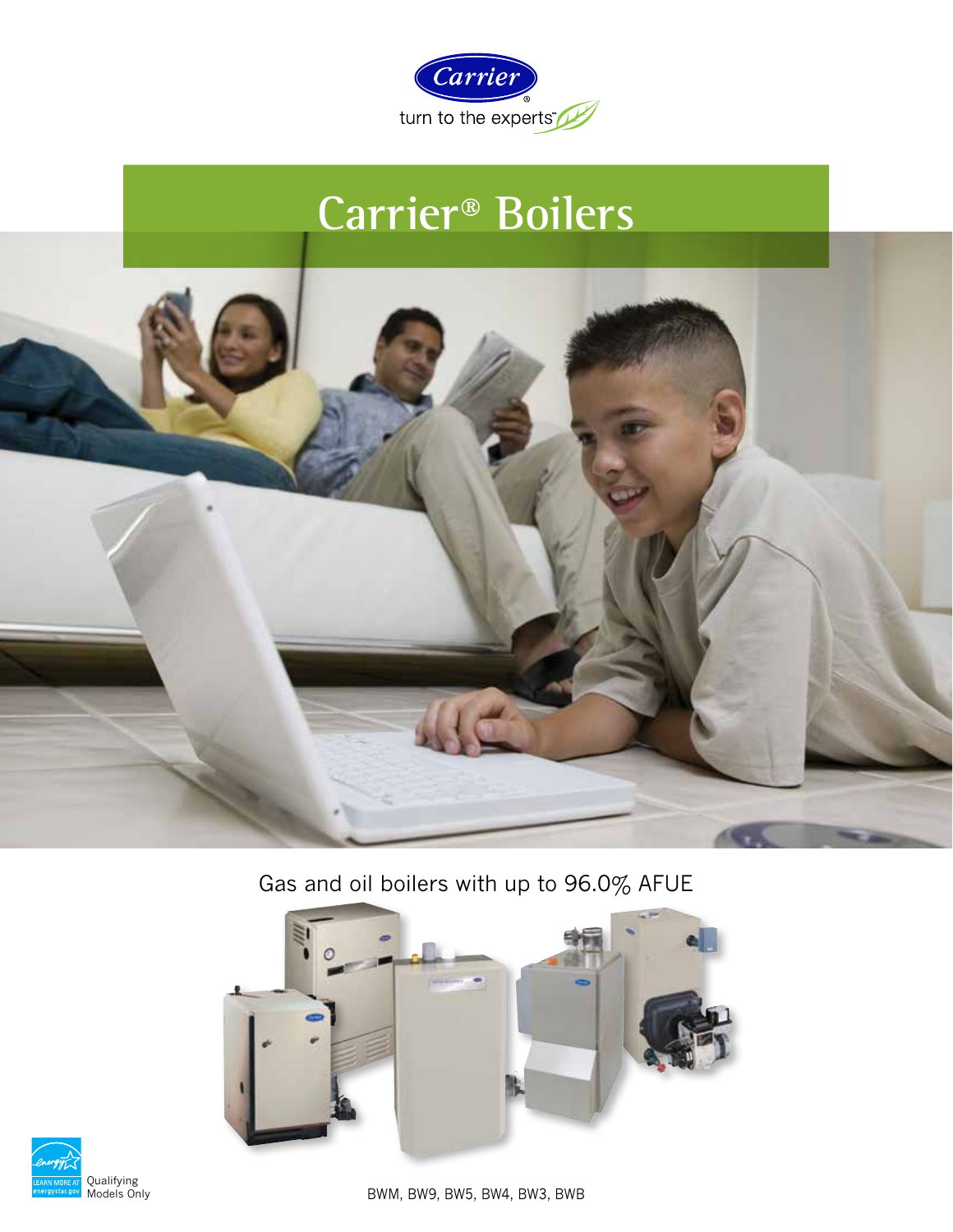Carrier

turn to the experts™

# Carrier® Boilers

Gas and oil boilers with up to 96.0% AFUE

Qualifying Models Only

BWM, BW9, BW5, BW4, BW3, BWB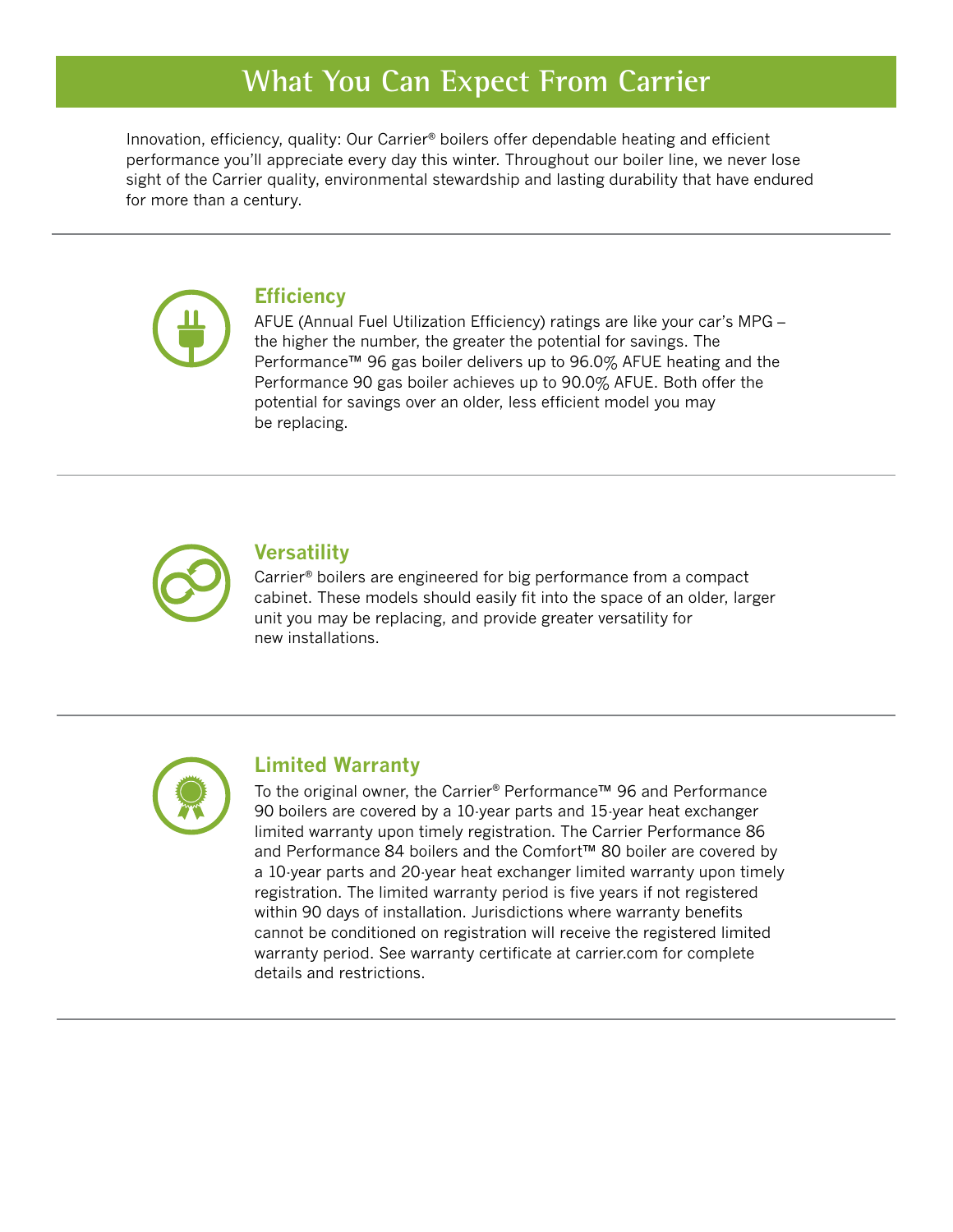# What You Can Expect From Carrier

Innovation, efficiency, quality: Our Carrier® boilers offer dependable heating and efficient performance you'll appreciate every day this winter. Throughout our boiler line, we never lose sight of the Carrier quality, environmental stewardship and lasting durability that have endured for more than a century.

## Efficiency

AFUE (Annual Fuel Utilization Efficiency) ratings are like your car's MPG – the higher the number, the greater the potential for savings. The Performance™ 96 gas boiler delivers up to 96.0% AFUE heating and the Performance 90 gas boiler achieves up to 90.0% AFUE. Both offer the potential for savings over an older, less efficient model you may be replacing.

## Versatility

Carrier® boilers are engineered for big performance from a compact cabinet. These models should easily fit into the space of an older, larger unit you may be replacing, and provide greater versatility for new installations.

## Limited Warranty

To the original owner, the Carrier® Performance™ 96 and Performance 90 boilers are covered by a 10-year parts and 15-year heat exchanger limited warranty upon timely registration. The Carrier Performance 86 and Performance 84 boilers and the Comfort™ 80 boiler are covered by a 10-year parts and 20-year heat exchanger limited warranty upon timely registration. The limited warranty period is five years if not registered within 90 days of installation. Jurisdictions where warranty benefits cannot be conditioned on registration will receive the registered limited warranty period. See warranty certificate at carrier.com for complete details and restrictions.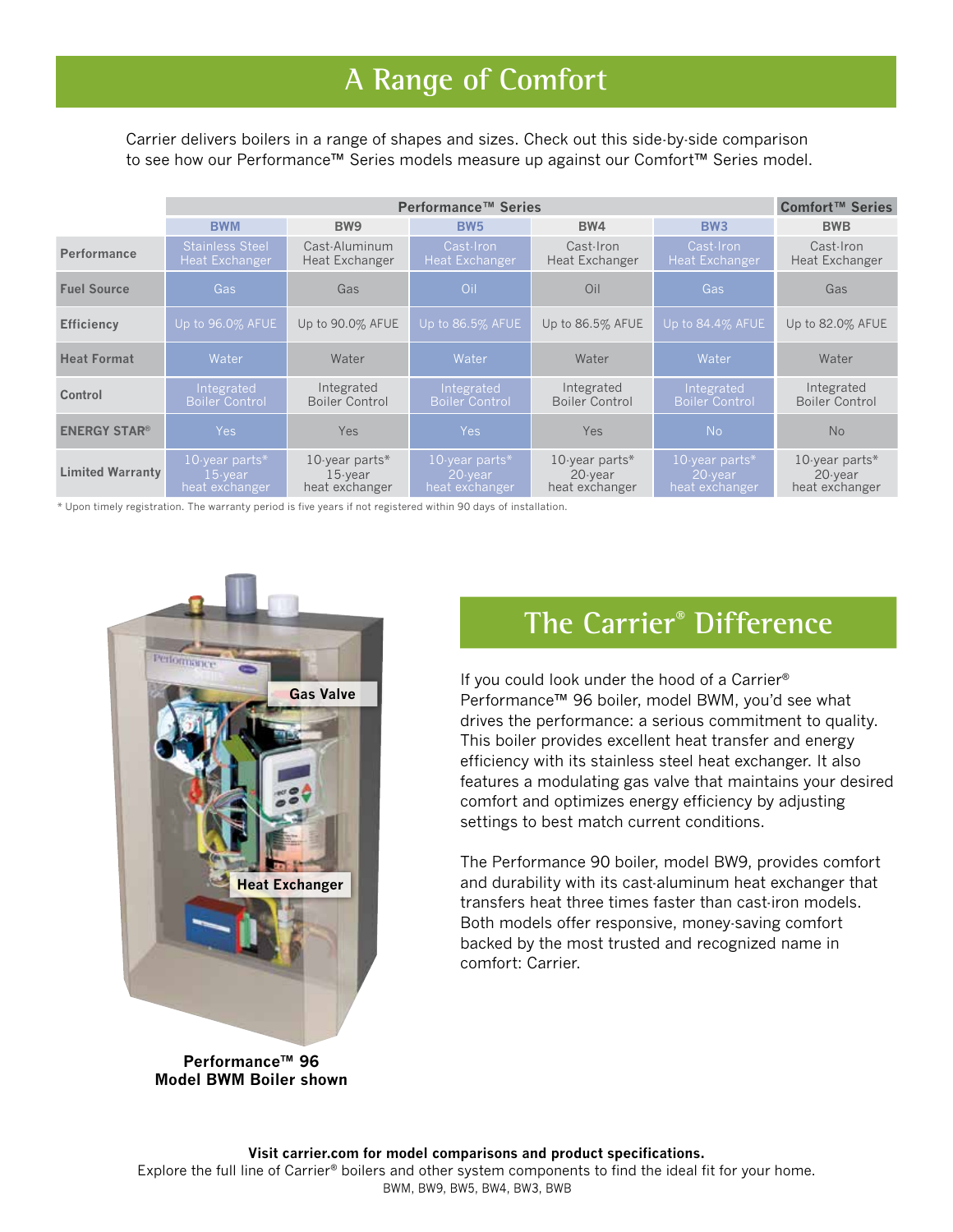# A Range of Comfort

Carrier delivers boilers in a range of shapes and sizes. Check out this side-by-side comparison to see how our Performance™ Series models measure up against our Comfort™ Series model.

| | Performance™ Series | | | | | Comfort™ Series |
|---|---|---|---|---|---|---|
| | BWM | BW9 | BW5 | BW4 | BW3 | BWB |
| Performance | Stainless Steel Heat Exchanger | Cast-Aluminum Heat Exchanger | Cast-Iron Heat Exchanger | Cast-Iron Heat Exchanger | Cast-Iron Heat Exchanger | Cast-Iron Heat Exchanger |
| Fuel Source | Gas | Gas | Oil | Oil | Gas | Gas |
| Efficiency | Up to 96.0% AFUE | Up to 90.0% AFUE | Up to 86.5% AFUE | Up to 86.5% AFUE | Up to 84.4% AFUE | Up to 82.0% AFUE |
| Heat Format | Water | Water | Water | Water | Water | Water |
| Control | Integrated Boiler Control | Integrated Boiler Control | Integrated Boiler Control | Integrated Boiler Control | Integrated Boiler Control | Integrated Boiler Control |
| ENERGY STAR® | Yes | Yes | Yes | Yes | No | No |
| Limited Warranty | 10-year parts* 15-year heat exchanger | 10-year parts* 15-year heat exchanger | 10-year parts* 20-year heat exchanger | 10-year parts* 20-year heat exchanger | 10-year parts* 20-year heat exchanger | 10-year parts* 20-year heat exchanger |

* Upon timely registration. The warranty period is five years if not registered within 90 days of installation.

Gas Valve

Heat Exchanger

**Performance™ 96**
**Model BWM Boiler shown**

## The Carrier® Difference

If you could look under the hood of a Carrier® Performance™ 96 boiler, model BWM, you'd see what drives the performance: a serious commitment to quality. This boiler provides excellent heat transfer and energy efficiency with its stainless steel heat exchanger. It also features a modulating gas valve that maintains your desired comfort and optimizes energy efficiency by adjusting settings to best match current conditions.

The Performance 90 boiler, model BW9, provides comfort and durability with its cast-aluminum heat exchanger that transfers heat three times faster than cast-iron models. Both models offer responsive, money-saving comfort backed by the most trusted and recognized name in comfort: Carrier.

**Visit carrier.com for model comparisons and product specifications.**
Explore the full line of Carrier® boilers and other system components to find the ideal fit for your home.
BWM, BW9, BW5, BW4, BW3, BWB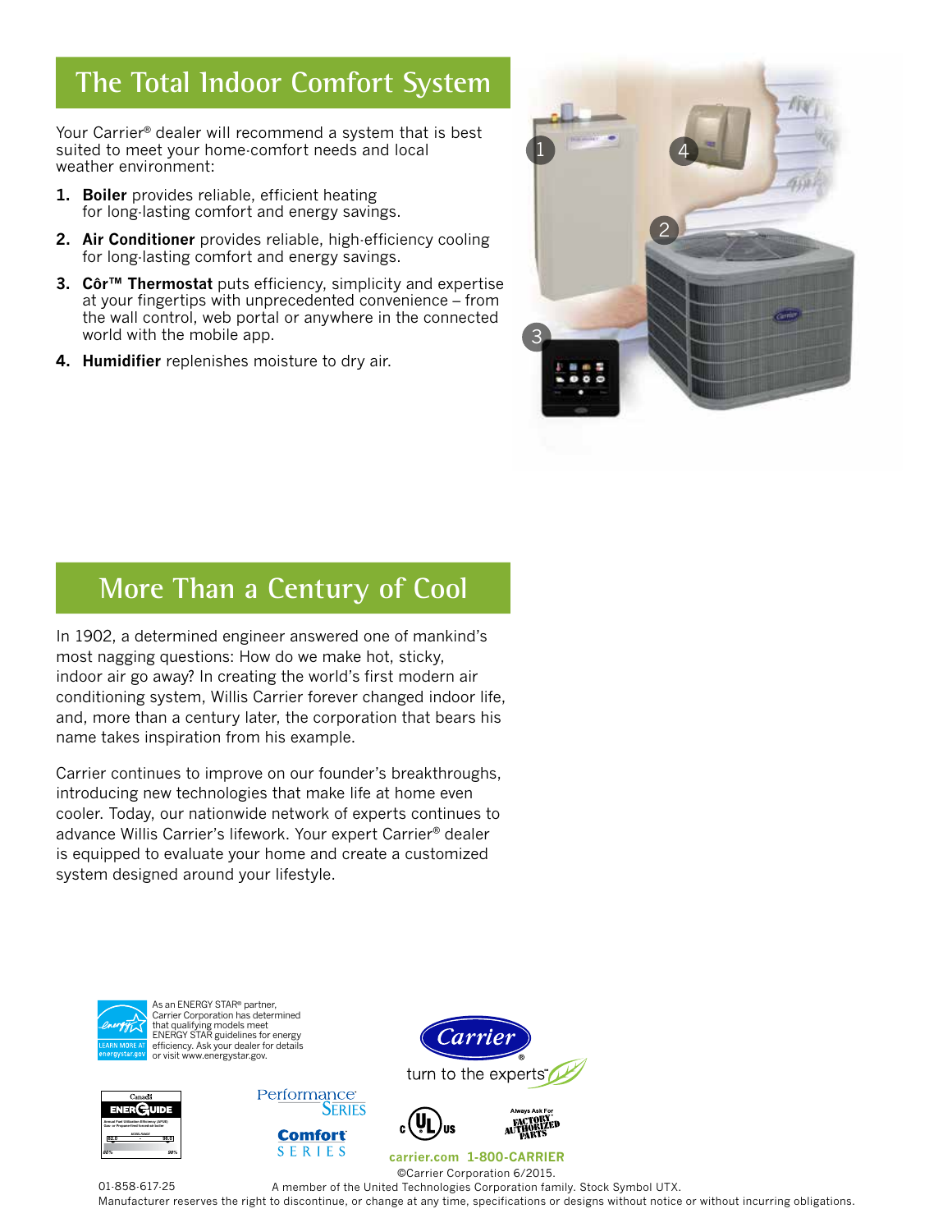## The Total Indoor Comfort System

Your Carrier® dealer will recommend a system that is best suited to meet your home-comfort needs and local weather environment:

1. **Boiler** provides reliable, efficient heating for long-lasting comfort and energy savings.
2. **Air Conditioner** provides reliable, high-efficiency cooling for long-lasting comfort and energy savings.
3. **Côr™ Thermostat** puts efficiency, simplicity and expertise at your fingertips with unprecedented convenience – from the wall control, web portal or anywhere in the connected world with the mobile app.
4. **Humidifier** replenishes moisture to dry air.

## More Than a Century of Cool

In 1902, a determined engineer answered one of mankind's most nagging questions: How do we make hot, sticky, indoor air go away? In creating the world's first modern air conditioning system, Willis Carrier forever changed indoor life, and, more than a century later, the corporation that bears his name takes inspiration from his example.

Carrier continues to improve on our founder's breakthroughs, introducing new technologies that make life at home even cooler. Today, our nationwide network of experts continues to advance Willis Carrier's lifework. Your expert Carrier® dealer is equipped to evaluate your home and create a customized system designed around your lifestyle.

As an ENERGY STAR® partner, Carrier Corporation has determined that qualifying models meet ENERGY STAR guidelines for energy efficiency. Ask your dealer for details or visit www.energystar.gov.

turn to the experts™

carrier.com 1-800-CARRIER

©Carrier Corporation 6/2015.

01-858-617-25

A member of the United Technologies Corporation family. Stock Symbol UTX.

Manufacturer reserves the right to discontinue, or change at any time, specifications or designs without notice or without incurring obligations.